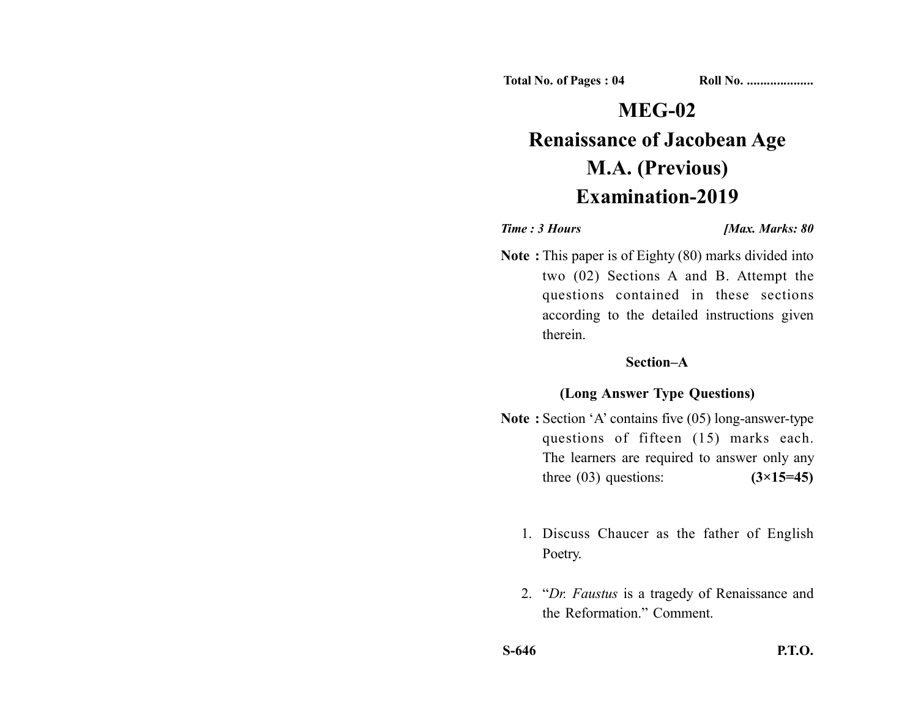Total No. of Pages : 04 Roll No. ...................

# MEG-02

# Renaissance of Jacobean Age

# M.A. (Previous)

# Examination-2019

*Time : 3 Hours* *[Max. Marks: 80*

**Note :** This paper is of Eighty (80) marks divided into two (02) Sections A and B. Attempt the questions contained in these sections according to the detailed instructions given therein.

## Section–A

### (Long Answer Type Questions)

**Note :** Section 'A' contains five (05) long-answer-type questions of fifteen (15) marks each. The learners are required to answer only any three (03) questions: **(3×15=45)**

1. Discuss Chaucer as the father of English Poetry.

2. "*Dr. Faustus* is a tragedy of Renaissance and the Reformation." Comment.

S-646 P.T.O.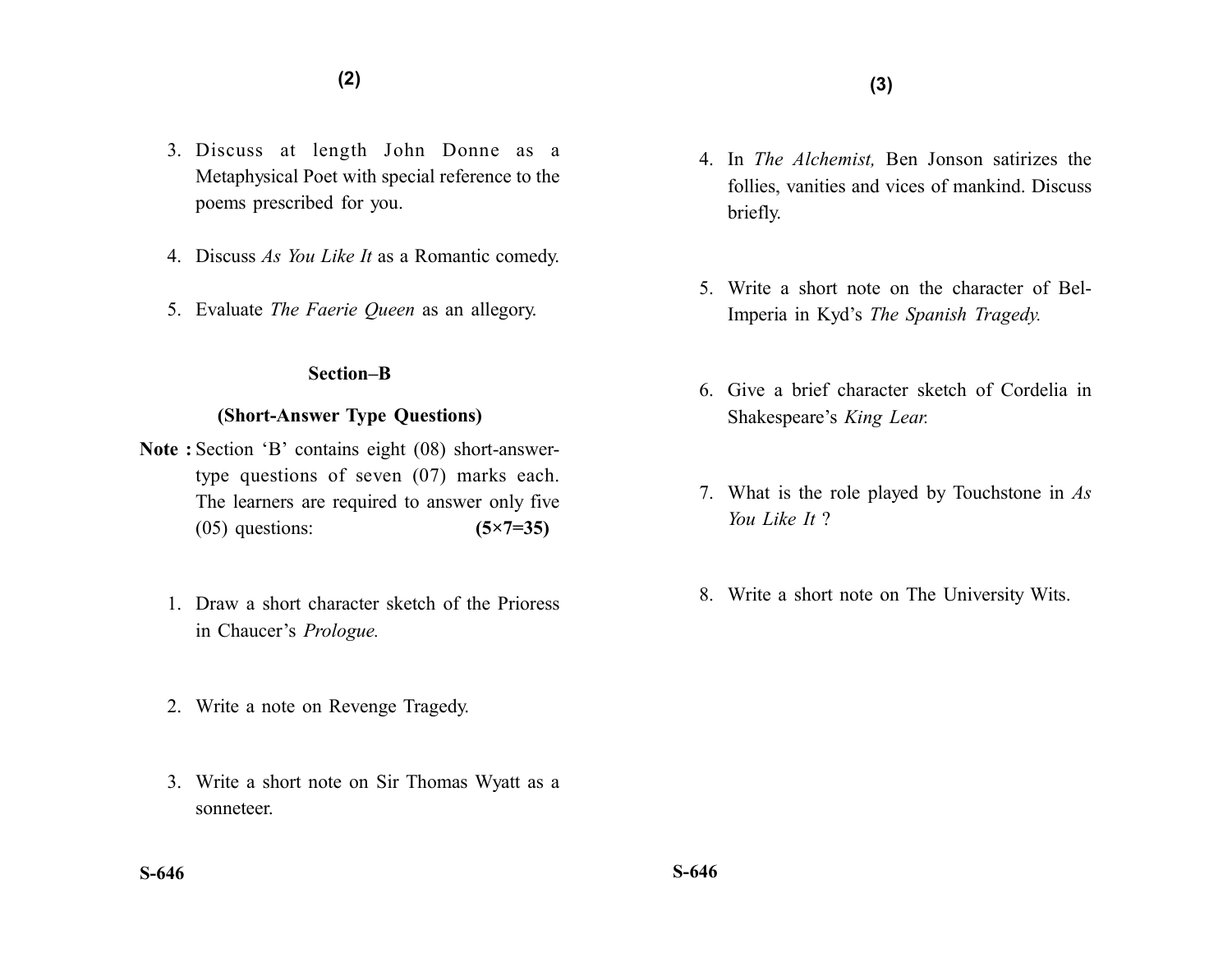3. Discuss at length John Donne as a Metaphysical Poet with special reference to the poems prescribed for you.

4. Discuss *As You Like It* as a Romantic comedy.

5. Evaluate *The Faerie Queen* as an allegory.

## Section–B

### (Short-Answer Type Questions)

**Note :** Section 'B' contains eight (08) short-answer-type questions of seven (07) marks each. The learners are required to answer only five (05) questions: **(5×7=35)**

1. Draw a short character sketch of the Prioress in Chaucer's *Prologue.*

2. Write a note on Revenge Tragedy.

3. Write a short note on Sir Thomas Wyatt as a sonneteer.

4. In *The Alchemist,* Ben Jonson satirizes the follies, vanities and vices of mankind. Discuss briefly.

5. Write a short note on the character of Bel-Imperia in Kyd's *The Spanish Tragedy.*

6. Give a brief character sketch of Cordelia in Shakespeare's *King Lear.*

7. What is the role played by Touchstone in *As You Like It* ?

8. Write a short note on The University Wits.